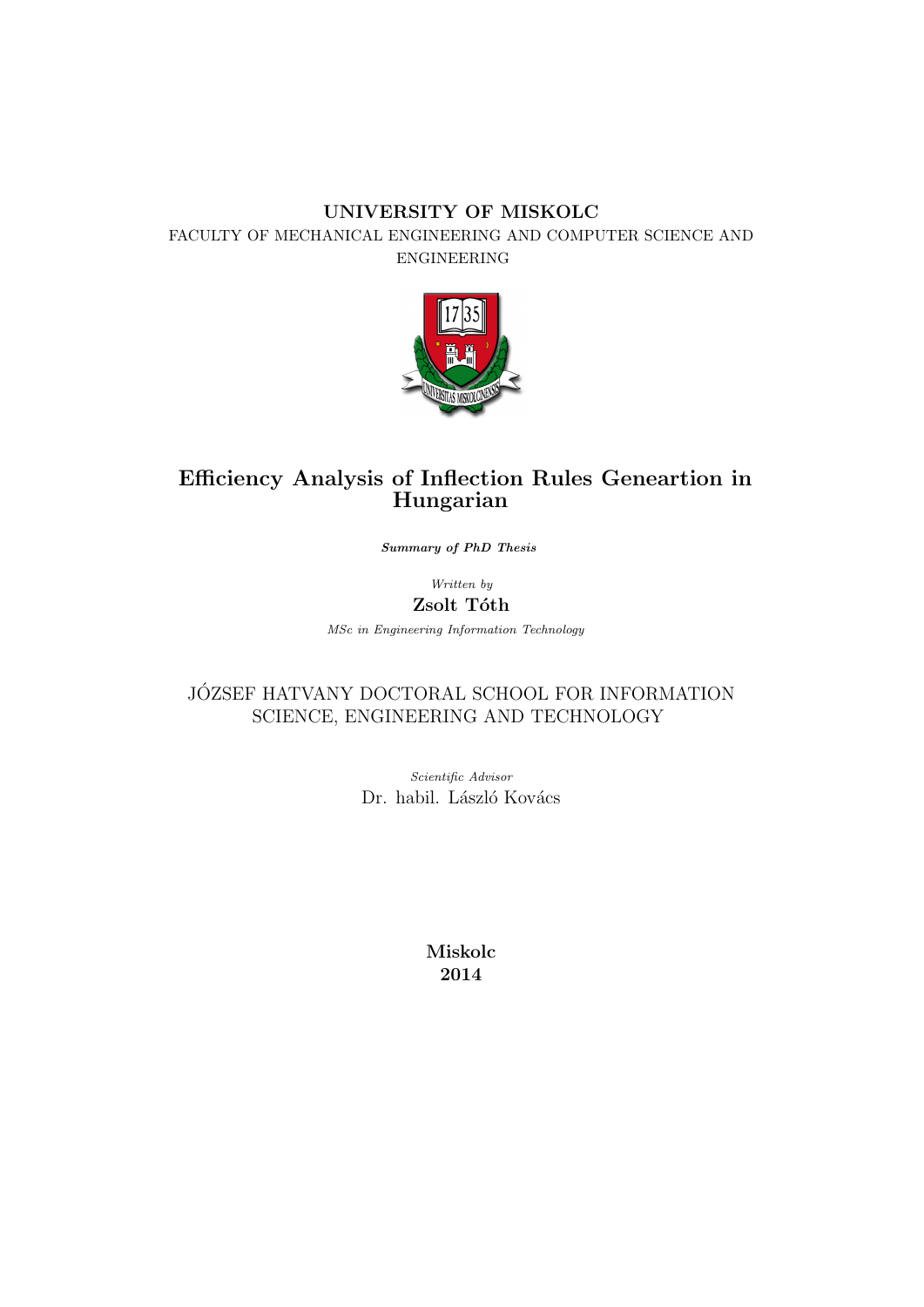**UNIVERSITY OF MISKOLC**

FACULTY OF MECHANICAL ENGINEERING AND COMPUTER SCIENCE AND ENGINEERING

# Efficiency Analysis of Inflection Rules Geneartion in Hungarian

***Summary of PhD Thesis***

*Written by*

**Zsolt Tóth**

*MSc in Engineering Information Technology*

JÓZSEF HATVANY DOCTORAL SCHOOL FOR INFORMATION SCIENCE, ENGINEERING AND TECHNOLOGY

*Scientific Advisor*

Dr. habil. László Kovács

**Miskolc**
**2014**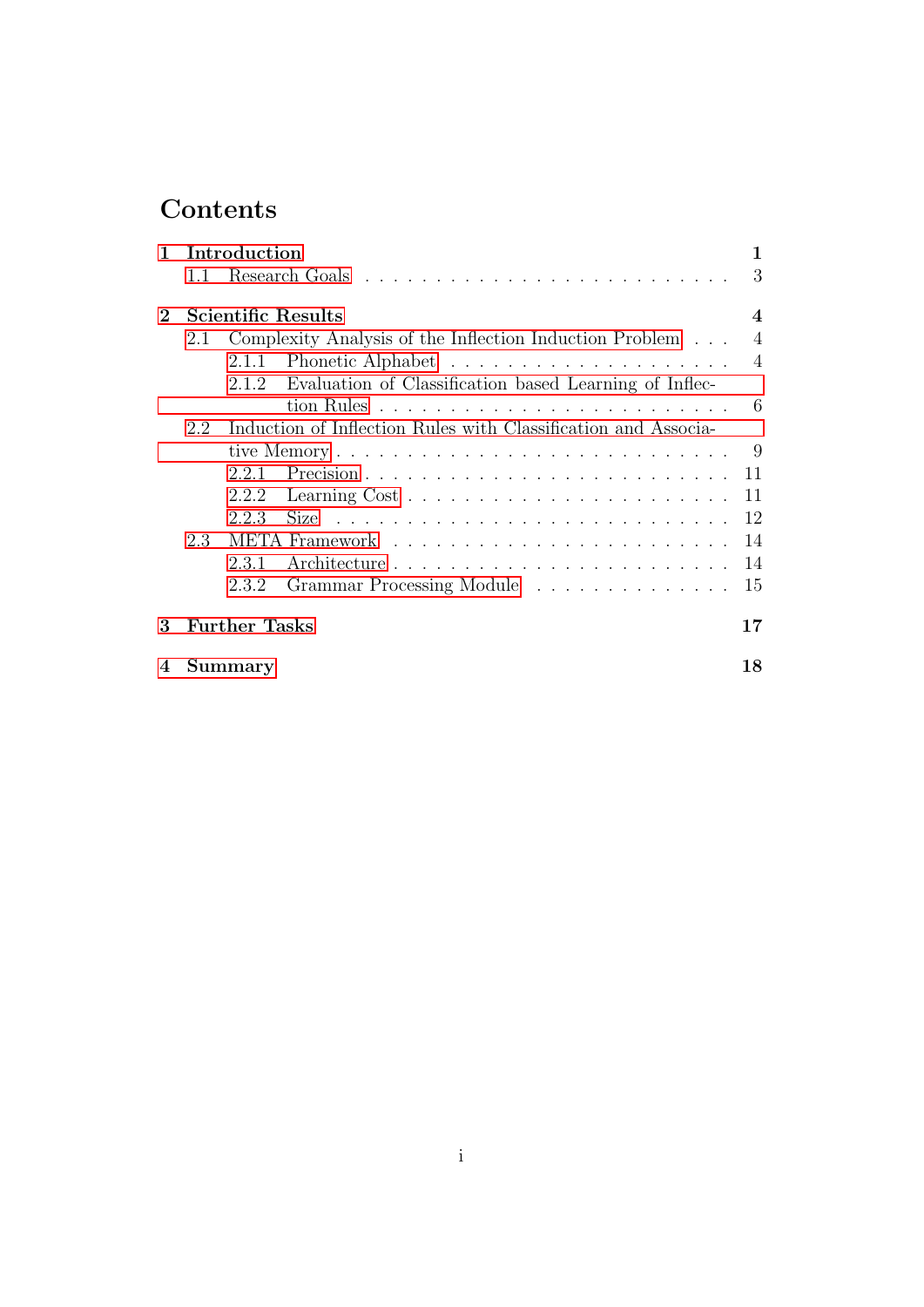# Contents

**1 Introduction** **1**

- 1.1 Research Goals . . . . . . . . . . . . . . . . . . . . . . . . . . 3

**2 Scientific Results** **4**

- 2.1 Complexity Analysis of the Inflection Induction Problem . . . 4
  - 2.1.1 Phonetic Alphabet . . . . . . . . . . . . . . . . . . . . . 4
  - 2.1.2 Evaluation of Classification based Learning of Inflection Rules . . . . . . . . . . . . . . . . . . . . . . . . . . 6
- 2.2 Induction of Inflection Rules with Classification and Associative Memory . . . . . . . . . . . . . . . . . . . . . . . . . . . 9
  - 2.2.1 Precision . . . . . . . . . . . . . . . . . . . . . . . . . . 11
  - 2.2.2 Learning Cost . . . . . . . . . . . . . . . . . . . . . . . 11
  - 2.2.3 Size . . . . . . . . . . . . . . . . . . . . . . . . . . . . 12
- 2.3 META Framework . . . . . . . . . . . . . . . . . . . . . . . . 14
  - 2.3.1 Architecture . . . . . . . . . . . . . . . . . . . . . . . . 14
  - 2.3.2 Grammar Processing Module . . . . . . . . . . . . . . . 15

**3 Further Tasks** **17**

**4 Summary** **18**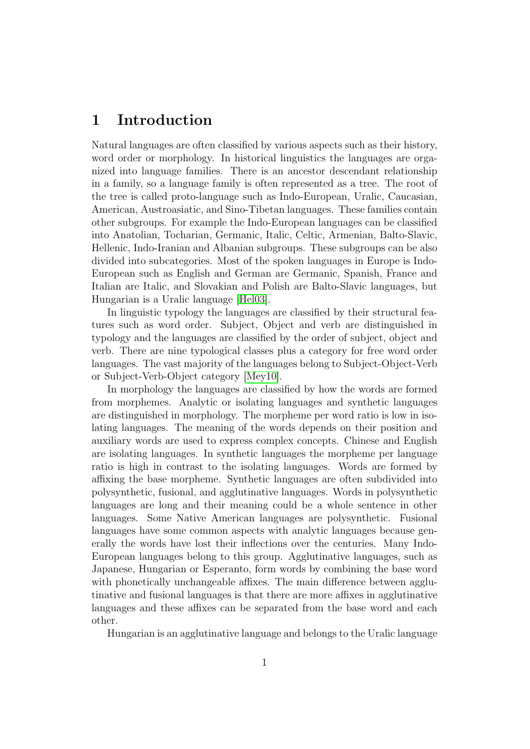# 1 Introduction

Natural languages are often classified by various aspects such as their history, word order or morphology. In historical linguistics the languages are organized into language families. There is an ancestor descendant relationship in a family, so a language family is often represented as a tree. The root of the tree is called proto-language such as Indo-European, Uralic, Caucasian, American, Austroasiatic, and Sino-Tibetan languages. These families contain other subgroups. For example the Indo-European languages can be classified into Anatolian, Tocharian, Germanic, Italic, Celtic, Armenian, Balto-Slavic, Hellenic, Indo-Iranian and Albanian subgroups. These subgroups can be also divided into subcategories. Most of the spoken languages in Europe is Indo-European such as English and German are Germanic, Spanish, France and Italian are Italic, and Slovakian and Polish are Balto-Slavic languages, but Hungarian is a Uralic language [Hel03].

In linguistic typology the languages are classified by their structural features such as word order. Subject, Object and verb are distinguished in typology and the languages are classified by the order of subject, object and verb. There are nine typological classes plus a category for free word order languages. The vast majority of the languages belong to Subject-Object-Verb or Subject-Verb-Object category [Mey10].

In morphology the languages are classified by how the words are formed from morphemes. Analytic or isolating languages and synthetic languages are distinguished in morphology. The morpheme per word ratio is low in isolating languages. The meaning of the words depends on their position and auxiliary words are used to express complex concepts. Chinese and English are isolating languages. In synthetic languages the morpheme per language ratio is high in contrast to the isolating languages. Words are formed by affixing the base morpheme. Synthetic languages are often subdivided into polysynthetic, fusional, and agglutinative languages. Words in polysynthetic languages are long and their meaning could be a whole sentence in other languages. Some Native American languages are polysynthetic. Fusional languages have some common aspects with analytic languages because generally the words have lost their inflections over the centuries. Many Indo-European languages belong to this group. Agglutinative languages, such as Japanese, Hungarian or Esperanto, form words by combining the base word with phonetically unchangeable affixes. The main difference between agglutinative and fusional languages is that there are more affixes in agglutinative languages and these affixes can be separated from the base word and each other.

Hungarian is an agglutinative language and belongs to the Uralic language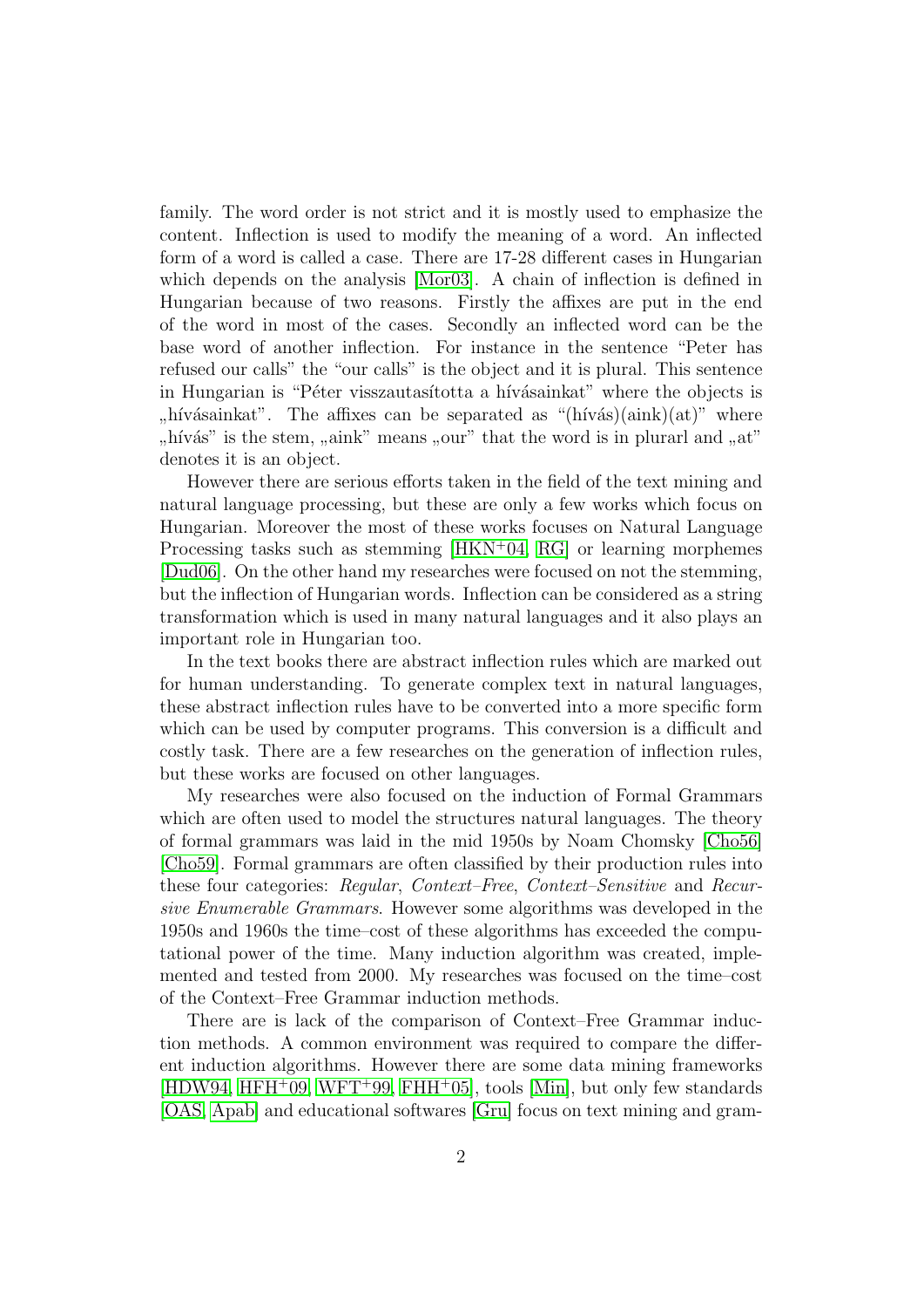family. The word order is not strict and it is mostly used to emphasize the content. Inflection is used to modify the meaning of a word. An inflected form of a word is called a case. There are 17-28 different cases in Hungarian which depends on the analysis [Mor03]. A chain of inflection is defined in Hungarian because of two reasons. Firstly the affixes are put in the end of the word in most of the cases. Secondly an inflected word can be the base word of another inflection. For instance in the sentence "Peter has refused our calls" the "our calls" is the object and it is plural. This sentence in Hungarian is "Péter visszautasította a hívásainkat" where the objects is „hívásainkat". The affixes can be separated as "(hívás)(aink)(at)" where „hívás" is the stem, „aink" means „our" that the word is in plurarl and „at" denotes it is an object.

However there are serious efforts taken in the field of the text mining and natural language processing, but these are only a few works which focus on Hungarian. Moreover the most of these works focuses on Natural Language Processing tasks such as stemming [HKN+04, RG] or learning morphemes [Dud06]. On the other hand my researches were focused on not the stemming, but the inflection of Hungarian words. Inflection can be considered as a string transformation which is used in many natural languages and it also plays an important role in Hungarian too.

In the text books there are abstract inflection rules which are marked out for human understanding. To generate complex text in natural languages, these abstract inflection rules have to be converted into a more specific form which can be used by computer programs. This conversion is a difficult and costly task. There are a few researches on the generation of inflection rules, but these works are focused on other languages.

My researches were also focused on the induction of Formal Grammars which are often used to model the structures natural languages. The theory of formal grammars was laid in the mid 1950s by Noam Chomsky [Cho56] [Cho59]. Formal grammars are often classified by their production rules into these four categories: *Regular*, *Context–Free*, *Context–Sensitive* and *Recursive Enumerable Grammars*. However some algorithms was developed in the 1950s and 1960s the time–cost of these algorithms has exceeded the computational power of the time. Many induction algorithm was created, implemented and tested from 2000. My researches was focused on the time–cost of the Context–Free Grammar induction methods.

There are is lack of the comparison of Context–Free Grammar induction methods. A common environment was required to compare the different induction algorithms. However there are some data mining frameworks [HDW94, HFH+09, WFT+99, FHH+05], tools [Min], but only few standards [OAS, Apab] and educational softwares [Gru] focus on text mining and gram-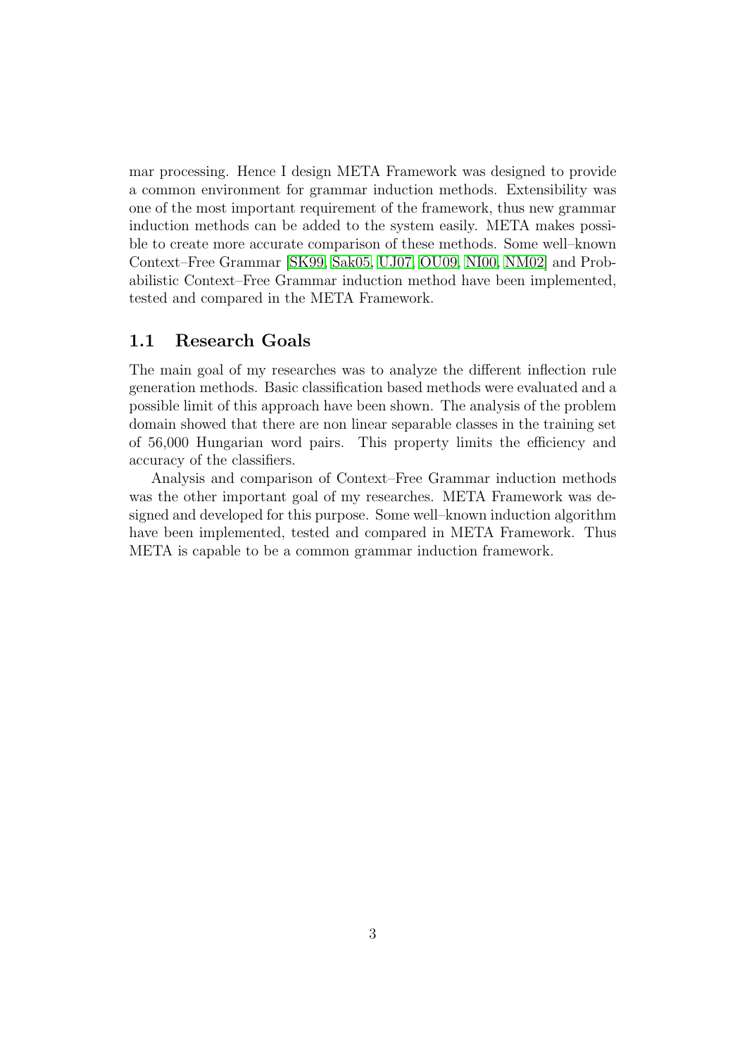mar processing. Hence I design META Framework was designed to provide a common environment for grammar induction methods. Extensibility was one of the most important requirement of the framework, thus new grammar induction methods can be added to the system easily. META makes possible to create more accurate comparison of these methods. Some well–known Context–Free Grammar [SK99, Sak05, UJ07, OU09, NI00, NM02] and Probabilistic Context–Free Grammar induction method have been implemented, tested and compared in the META Framework.

## 1.1 Research Goals

The main goal of my researches was to analyze the different inflection rule generation methods. Basic classification based methods were evaluated and a possible limit of this approach have been shown. The analysis of the problem domain showed that there are non linear separable classes in the training set of 56,000 Hungarian word pairs. This property limits the efficiency and accuracy of the classifiers.

Analysis and comparison of Context–Free Grammar induction methods was the other important goal of my researches. META Framework was designed and developed for this purpose. Some well–known induction algorithm have been implemented, tested and compared in META Framework. Thus META is capable to be a common grammar induction framework.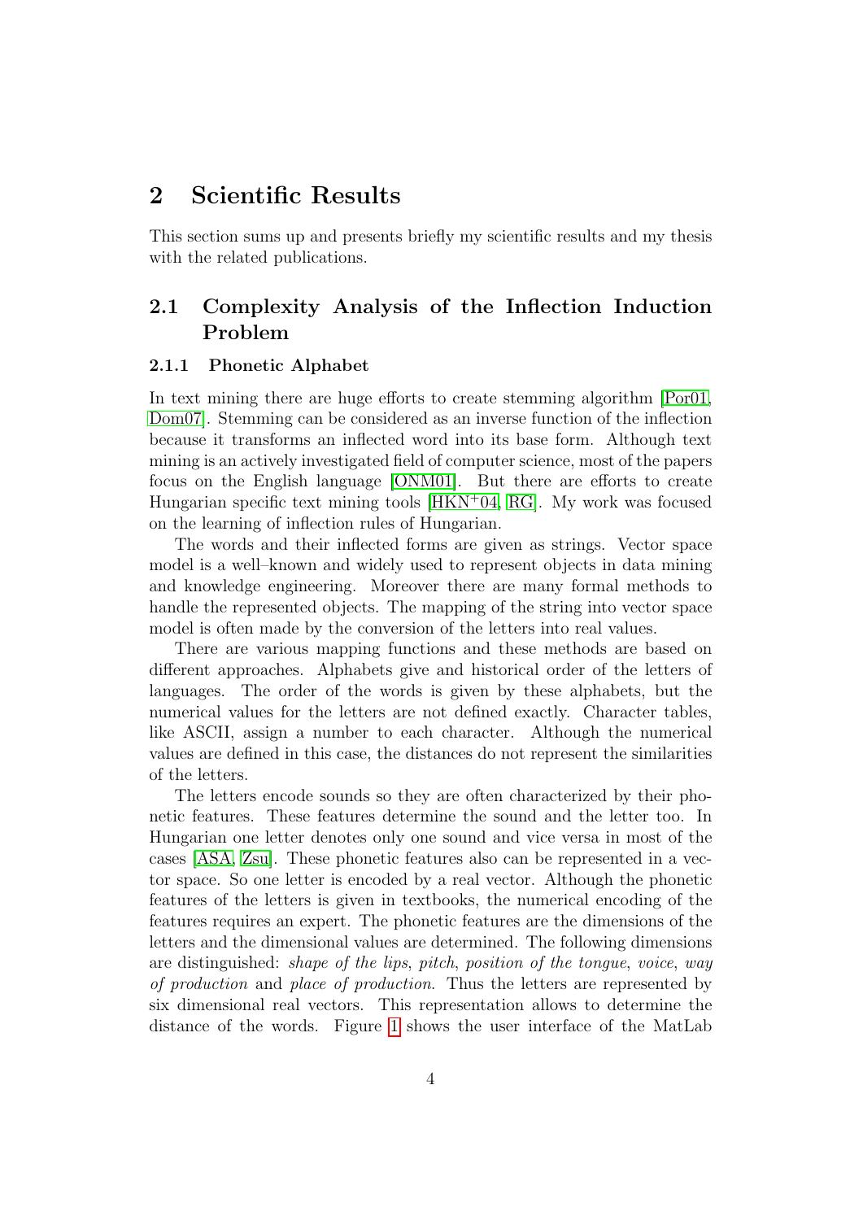# 2 Scientific Results

This section sums up and presents briefly my scientific results and my thesis with the related publications.

## 2.1 Complexity Analysis of the Inflection Induction Problem

### 2.1.1 Phonetic Alphabet

In text mining there are huge efforts to create stemming algorithm [Por01, Dom07]. Stemming can be considered as an inverse function of the inflection because it transforms an inflected word into its base form. Although text mining is an actively investigated field of computer science, most of the papers focus on the English language [ONM01]. But there are efforts to create Hungarian specific text mining tools [HKN+04, RG]. My work was focused on the learning of inflection rules of Hungarian.

The words and their inflected forms are given as strings. Vector space model is a well–known and widely used to represent objects in data mining and knowledge engineering. Moreover there are many formal methods to handle the represented objects. The mapping of the string into vector space model is often made by the conversion of the letters into real values.

There are various mapping functions and these methods are based on different approaches. Alphabets give and historical order of the letters of languages. The order of the words is given by these alphabets, but the numerical values for the letters are not defined exactly. Character tables, like ASCII, assign a number to each character. Although the numerical values are defined in this case, the distances do not represent the similarities of the letters.

The letters encode sounds so they are often characterized by their phonetic features. These features determine the sound and the letter too. In Hungarian one letter denotes only one sound and vice versa in most of the cases [ASA, Zsu]. These phonetic features also can be represented in a vector space. So one letter is encoded by a real vector. Although the phonetic features of the letters is given in textbooks, the numerical encoding of the features requires an expert. The phonetic features are the dimensions of the letters and the dimensional values are determined. The following dimensions are distinguished: *shape of the lips*, *pitch*, *position of the tongue*, *voice*, *way of production* and *place of production*. Thus the letters are represented by six dimensional real vectors. This representation allows to determine the distance of the words. Figure 1 shows the user interface of the MatLab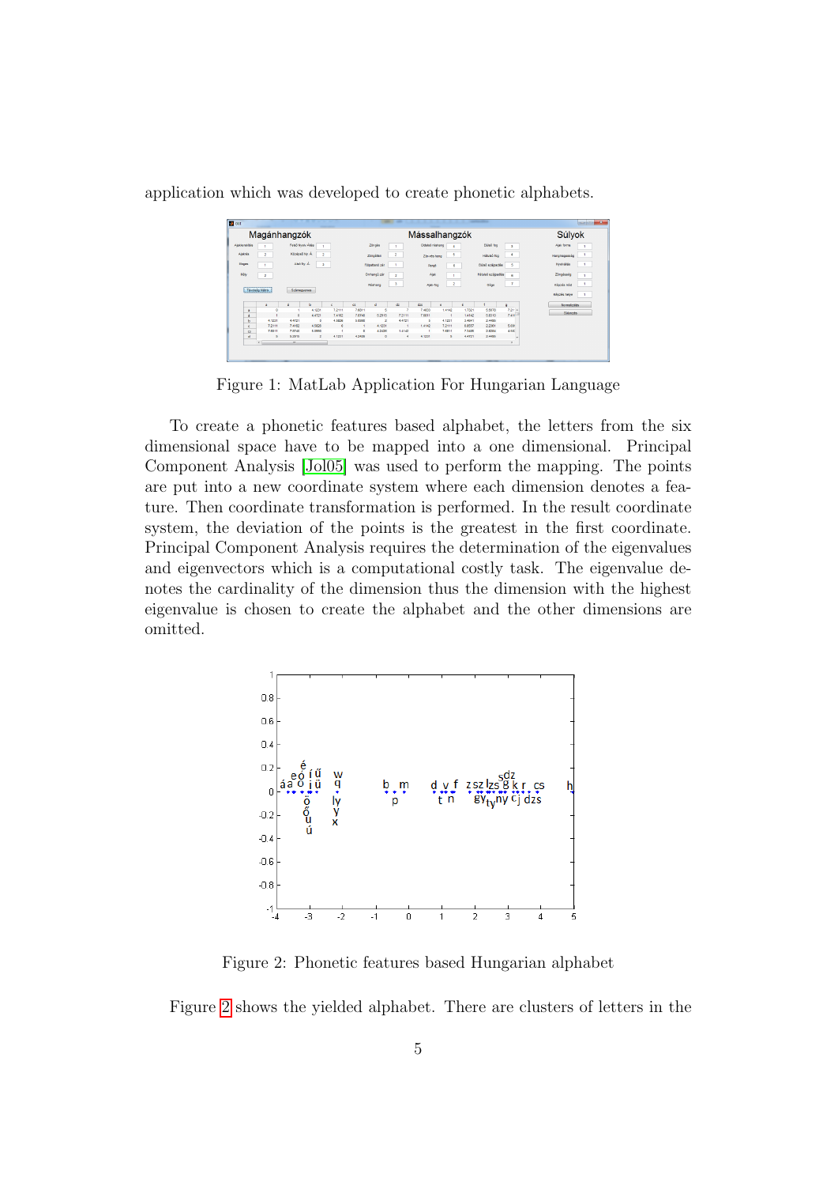application which was developed to create phonetic alphabets.

Figure 1: MatLab Application For Hungarian Language

To create a phonetic features based alphabet, the letters from the six dimensional space have to be mapped into a one dimensional. Principal Component Analysis [Jol05] was used to perform the mapping. The points are put into a new coordinate system where each dimension denotes a feature. Then coordinate transformation is performed. In the result coordinate system, the deviation of the points is the greatest in the first coordinate. Principal Component Analysis requires the determination of the eigenvalues and eigenvectors which is a computational costly task. The eigenvalue denotes the cardinality of the dimension thus the dimension with the highest eigenvalue is chosen to create the alphabet and the other dimensions are omitted.

Figure 2: Phonetic features based Hungarian alphabet

Figure 2 shows the yielded alphabet. There are clusters of letters in the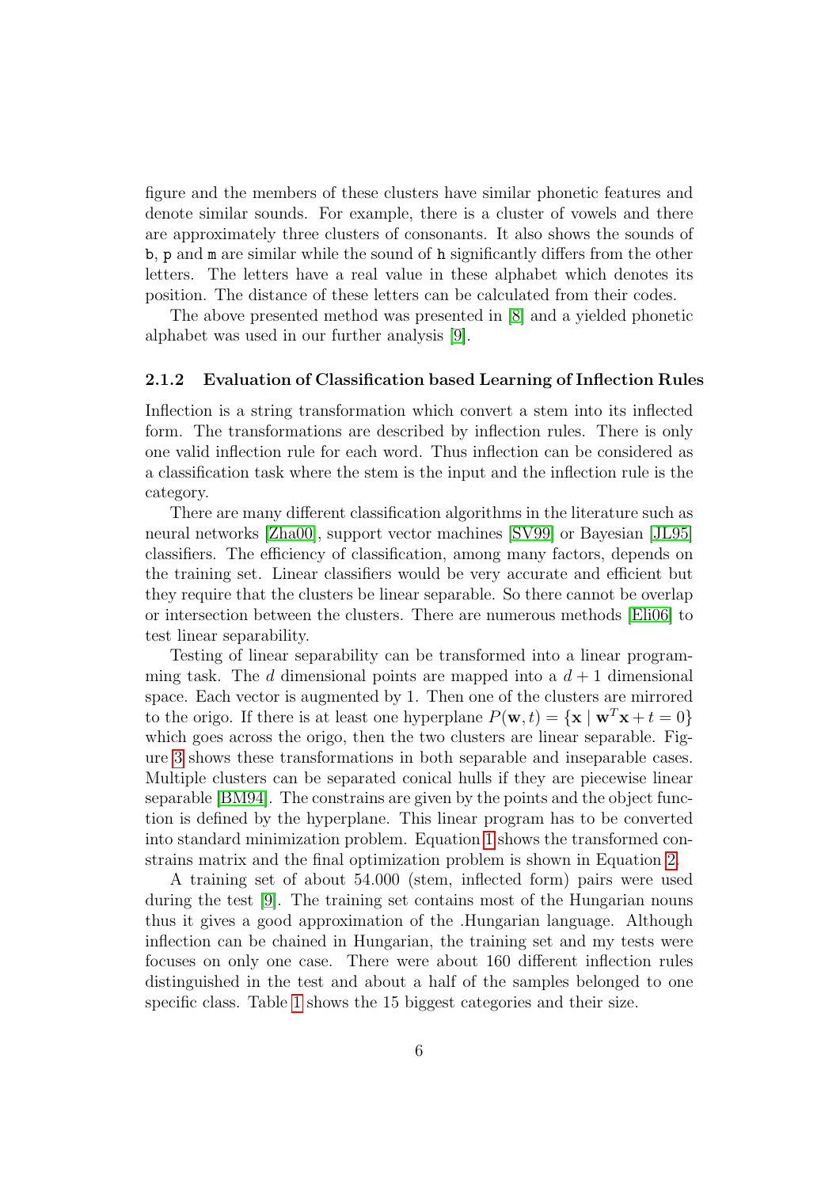figure and the members of these clusters have similar phonetic features and denote similar sounds. For example, there is a cluster of vowels and there are approximately three clusters of consonants. It also shows the sounds of `b`, `p` and `m` are similar while the sound of `h` significantly differs from the other letters. The letters have a real value in these alphabet which denotes its position. The distance of these letters can be calculated from their codes.

The above presented method was presented in [8] and a yielded phonetic alphabet was used in our further analysis [9].

### 2.1.2 Evaluation of Classification based Learning of Inflection Rules

Inflection is a string transformation which convert a stem into its inflected form. The transformations are described by inflection rules. There is only one valid inflection rule for each word. Thus inflection can be considered as a classification task where the stem is the input and the inflection rule is the category.

There are many different classification algorithms in the literature such as neural networks [Zha00], support vector machines [SV99] or Bayesian [JL95] classifiers. The efficiency of classification, among many factors, depends on the training set. Linear classifiers would be very accurate and efficient but they require that the clusters be linear separable. So there cannot be overlap or intersection between the clusters. There are numerous methods [Eli06] to test linear separability.

Testing of linear separability can be transformed into a linear programming task. The $d$ dimensional points are mapped into a $d+1$ dimensional space. Each vector is augmented by 1. Then one of the clusters are mirrored to the origo. If there is at least one hyperplane $P(\mathbf{w}, t) = \{\mathbf{x} \mid \mathbf{w}^T\mathbf{x} + t = 0\}$ which goes across the origo, then the two clusters are linear separable. Figure 3 shows these transformations in both separable and inseparable cases. Multiple clusters can be separated conical hulls if they are piecewise linear separable [BM94]. The constrains are given by the points and the object function is defined by the hyperplane. This linear program has to be converted into standard minimization problem. Equation 1 shows the transformed constrains matrix and the final optimization problem is shown in Equation 2.

A training set of about 54.000 (stem, inflected form) pairs were used during the test [9]. The training set contains most of the Hungarian nouns thus it gives a good approximation of the .Hungarian language. Although inflection can be chained in Hungarian, the training set and my tests were focuses on only one case. There were about 160 different inflection rules distinguished in the test and about a half of the samples belonged to one specific class. Table 1 shows the 15 biggest categories and their size.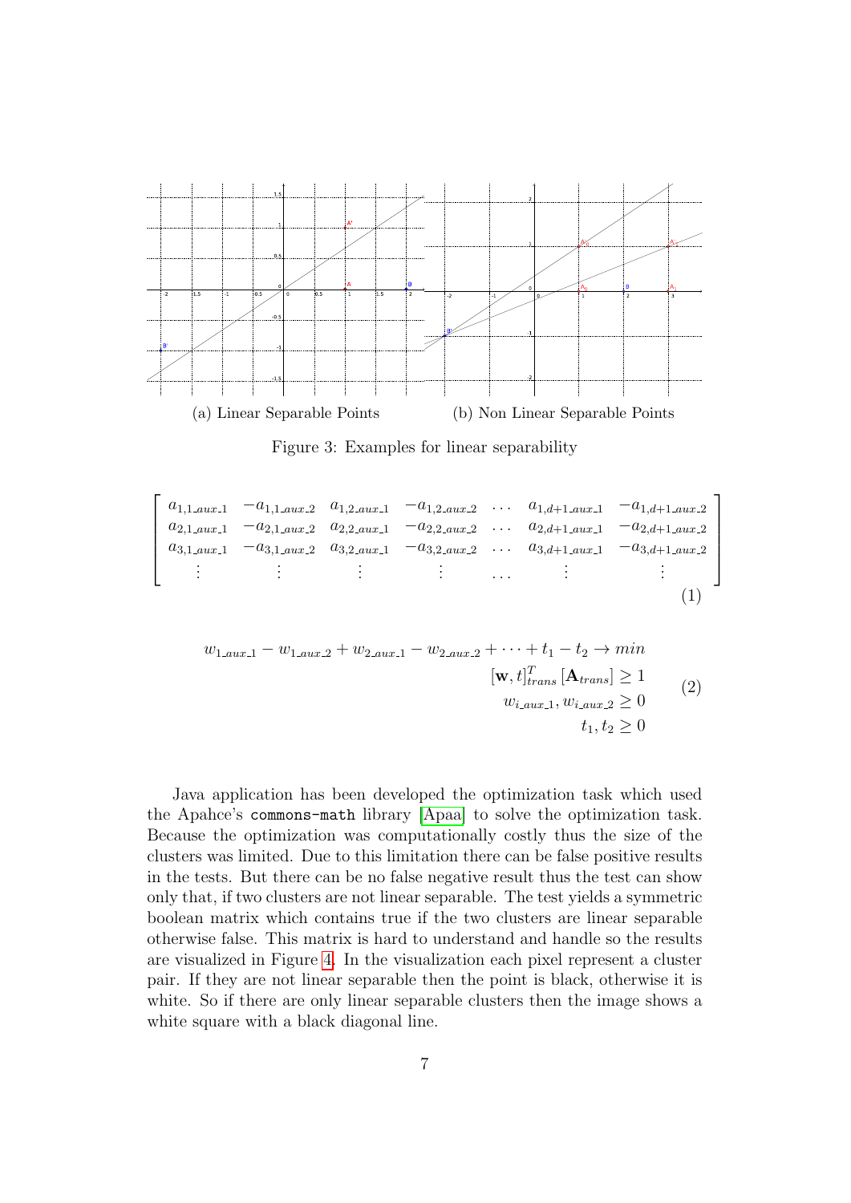(a) Linear Separable Points

(b) Non Linear Separable Points

Figure 3: Examples for linear separability

$$
\begin{bmatrix}
a_{1,1\_aux\_1} & -a_{1,1\_aux\_2} & a_{1,2\_aux\_1} & -a_{1,2\_aux\_2} & \cdots & a_{1,d+1\_aux\_1} & -a_{1,d+1\_aux\_2} \\
a_{2,1\_aux\_1} & -a_{2,1\_aux\_2} & a_{2,2\_aux\_1} & -a_{2,2\_aux\_2} & \cdots & a_{2,d+1\_aux\_1} & -a_{2,d+1\_aux\_2} \\
a_{3,1\_aux\_1} & -a_{3,1\_aux\_2} & a_{3,2\_aux\_1} & -a_{3,2\_aux\_2} & \cdots & a_{3,d+1\_aux\_1} & -a_{3,d+1\_aux\_2} \\
\vdots & \vdots & \vdots & \vdots & \cdots & \vdots & \vdots
\end{bmatrix} \tag{1}
$$

$$
\begin{aligned}
w_{1\_aux\_1} - w_{1\_aux\_2} + w_{2\_aux\_1} - w_{2\_aux\_2} + \cdots + t_1 - t_2 \to min \\
[\mathbf{w}, t]^T_{trans} [\mathbf{A}_{trans}] \geq 1 \\
w_{i\_aux\_1}, w_{i\_aux\_2} \geq 0 \\
t_1, t_2 \geq 0
\end{aligned} \tag{2}
$$

Java application has been developed the optimization task which used the Apahce's `commons-math` library [Apaa] to solve the optimization task. Because the optimization was computationally costly thus the size of the clusters was limited. Due to this limitation there can be false positive results in the tests. But there can be no false negative result thus the test can show only that, if two clusters are not linear separable. The test yields a symmetric boolean matrix which contains true if the two clusters are linear separable otherwise false. This matrix is hard to understand and handle so the results are visualized in Figure 4. In the visualization each pixel represent a cluster pair. If they are not linear separable then the point is black, otherwise it is white. So if there are only linear separable clusters then the image shows a white square with a black diagonal line.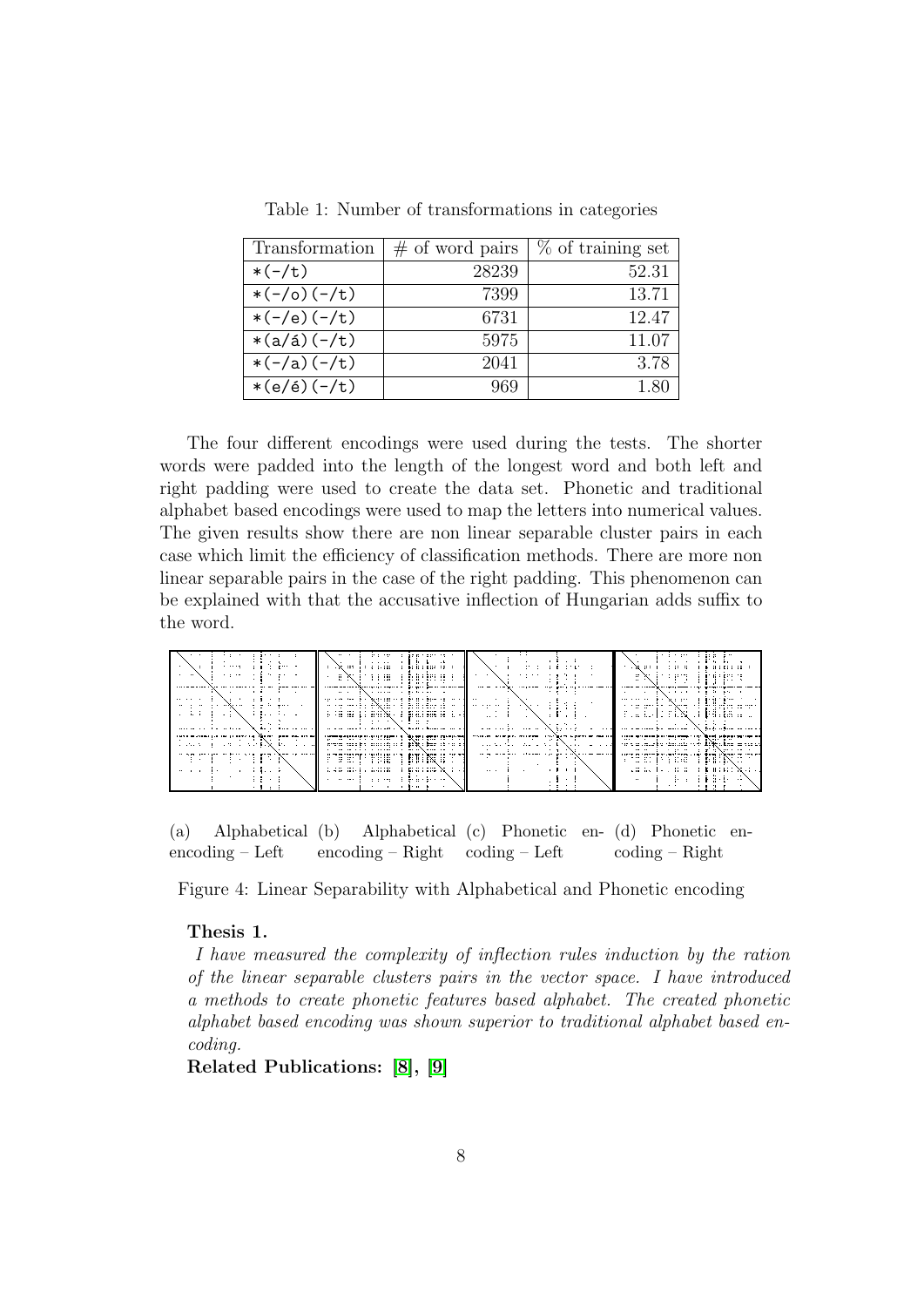Table 1: Number of transformations in categories

| Transformation | # of word pairs | % of training set |
|---|---|---|
| `*(-/t)` | 28239 | 52.31 |
| `*(-/o)(-/t)` | 7399 | 13.71 |
| `*(-/e)(-/t)` | 6731 | 12.47 |
| `*(a/á)(-/t)` | 5975 | 11.07 |
| `*(-/a)(-/t)` | 2041 | 3.78 |
| `*(e/é)(-/t)` | 969 | 1.80 |

The four different encodings were used during the tests. The shorter words were padded into the length of the longest word and both left and right padding were used to create the data set. Phonetic and traditional alphabet based encodings were used to map the letters into numerical values. The given results show there are non linear separable cluster pairs in each case which limit the efficiency of classification methods. There are more non linear separable pairs in the case of the right padding. This phenomenon can be explained with that the accusative inflection of Hungarian adds suffix to the word.

(a) Alphabetical encoding – Left (b) Alphabetical encoding – Right (c) Phonetic encoding – Left (d) Phonetic encoding – Right

Figure 4: Linear Separability with Alphabetical and Phonetic encoding

**Thesis 1.**

*I have measured the complexity of inflection rules induction by the ration of the linear separable clusters pairs in the vector space. I have introduced a methods to create phonetic features based alphabet. The created phonetic alphabet based encoding was shown superior to traditional alphabet based encoding.*

**Related Publications: [8], [9]**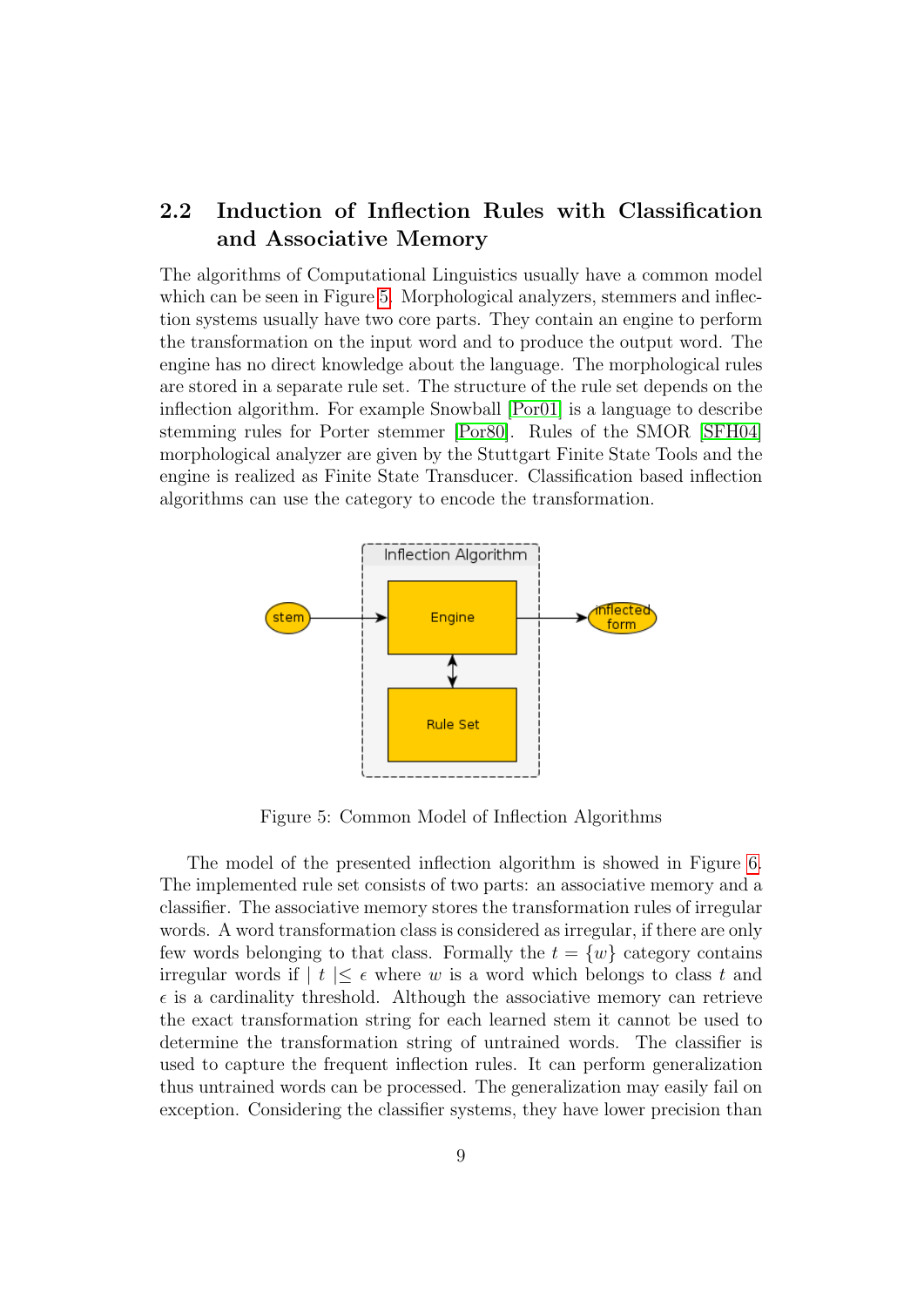## 2.2 Induction of Inflection Rules with Classification and Associative Memory

The algorithms of Computational Linguistics usually have a common model which can be seen in Figure 5. Morphological analyzers, stemmers and inflection systems usually have two core parts. They contain an engine to perform the transformation on the input word and to produce the output word. The engine has no direct knowledge about the language. The morphological rules are stored in a separate rule set. The structure of the rule set depends on the inflection algorithm. For example Snowball [Por01] is a language to describe stemming rules for Porter stemmer [Por80]. Rules of the SMOR [SFH04] morphological analyzer are given by the Stuttgart Finite State Tools and the engine is realized as Finite State Transducer. Classification based inflection algorithms can use the category to encode the transformation.

Figure 5: Common Model of Inflection Algorithms

The model of the presented inflection algorithm is showed in Figure 6. The implemented rule set consists of two parts: an associative memory and a classifier. The associative memory stores the transformation rules of irregular words. A word transformation class is considered as irregular, if there are only few words belonging to that class. Formally the $t = \{w\}$ category contains irregular words if $\mid t \mid \leq \epsilon$ where $w$ is a word which belongs to class $t$ and $\epsilon$ is a cardinality threshold. Although the associative memory can retrieve the exact transformation string for each learned stem it cannot be used to determine the transformation string of untrained words. The classifier is used to capture the frequent inflection rules. It can perform generalization thus untrained words can be processed. The generalization may easily fail on exception. Considering the classifier systems, they have lower precision than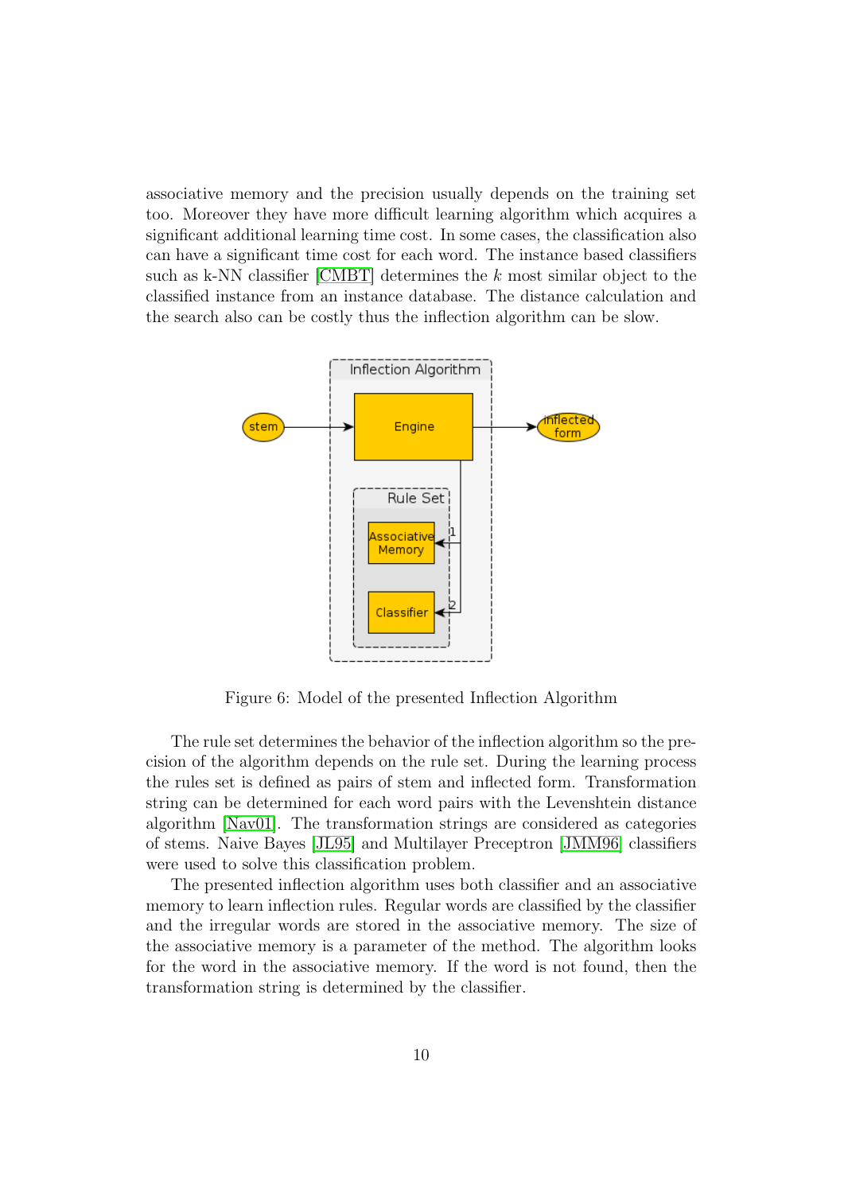associative memory and the precision usually depends on the training set too. Moreover they have more difficult learning algorithm which acquires a significant additional learning time cost. In some cases, the classification also can have a significant time cost for each word. The instance based classifiers such as k-NN classifier [CMBT] determines the $k$ most similar object to the classified instance from an instance database. The distance calculation and the search also can be costly thus the inflection algorithm can be slow.

Figure 6: Model of the presented Inflection Algorithm

The rule set determines the behavior of the inflection algorithm so the precision of the algorithm depends on the rule set. During the learning process the rules set is defined as pairs of stem and inflected form. Transformation string can be determined for each word pairs with the Levenshtein distance algorithm [Nav01]. The transformation strings are considered as categories of stems. Naive Bayes [JL95] and Multilayer Preceptron [JMM96] classifiers were used to solve this classification problem.

The presented inflection algorithm uses both classifier and an associative memory to learn inflection rules. Regular words are classified by the classifier and the irregular words are stored in the associative memory. The size of the associative memory is a parameter of the method. The algorithm looks for the word in the associative memory. If the word is not found, then the transformation string is determined by the classifier.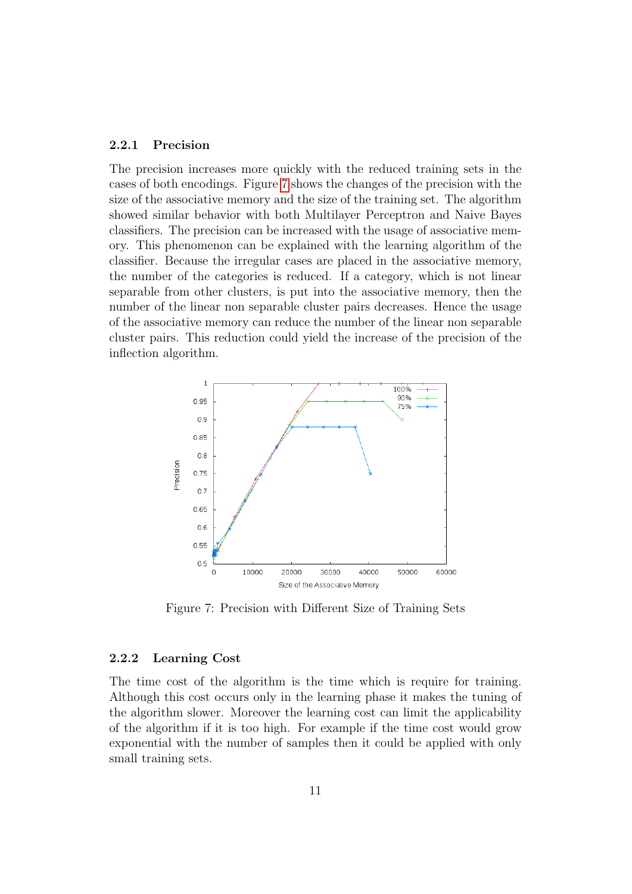### 2.2.1 Precision

The precision increases more quickly with the reduced training sets in the cases of both encodings. Figure 7 shows the changes of the precision with the size of the associative memory and the size of the training set. The algorithm showed similar behavior with both Multilayer Perceptron and Naive Bayes classifiers. The precision can be increased with the usage of associative memory. This phenomenon can be explained with the learning algorithm of the classifier. Because the irregular cases are placed in the associative memory, the number of the categories is reduced. If a category, which is not linear separable from other clusters, is put into the associative memory, then the number of the linear non separable cluster pairs decreases. Hence the usage of the associative memory can reduce the number of the linear non separable cluster pairs. This reduction could yield the increase of the precision of the inflection algorithm.

Figure 7: Precision with Different Size of Training Sets

### 2.2.2 Learning Cost

The time cost of the algorithm is the time which is require for training. Although this cost occurs only in the learning phase it makes the tuning of the algorithm slower. Moreover the learning cost can limit the applicability of the algorithm if it is too high. For example if the time cost would grow exponential with the number of samples then it could be applied with only small training sets.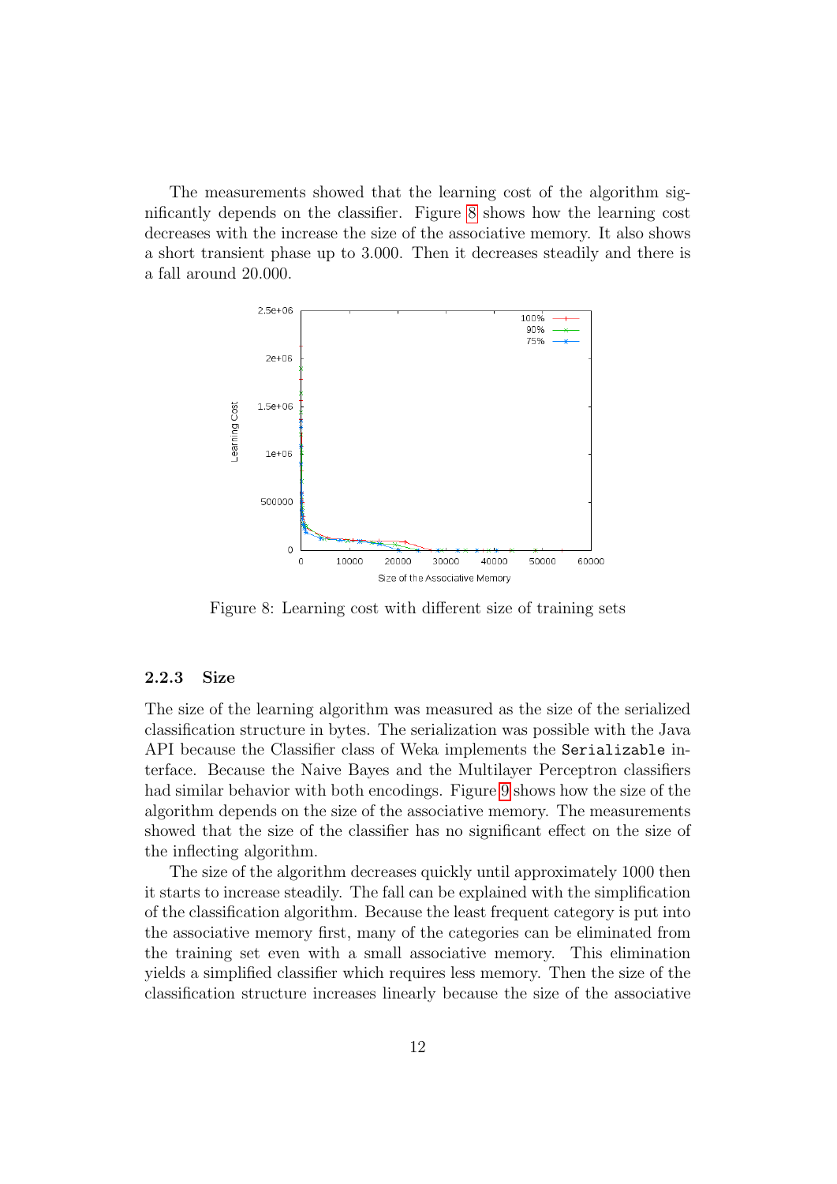The measurements showed that the learning cost of the algorithm significantly depends on the classifier. Figure 8 shows how the learning cost decreases with the increase the size of the associative memory. It also shows a short transient phase up to 3.000. Then it decreases steadily and there is a fall around 20.000.

Figure 8: Learning cost with different size of training sets

### 2.2.3 Size

The size of the learning algorithm was measured as the size of the serialized classification structure in bytes. The serialization was possible with the Java API because the Classifier class of Weka implements the `Serializable` interface. Because the Naive Bayes and the Multilayer Perceptron classifiers had similar behavior with both encodings. Figure 9 shows how the size of the algorithm depends on the size of the associative memory. The measurements showed that the size of the classifier has no significant effect on the size of the inflecting algorithm.

The size of the algorithm decreases quickly until approximately 1000 then it starts to increase steadily. The fall can be explained with the simplification of the classification algorithm. Because the least frequent category is put into the associative memory first, many of the categories can be eliminated from the training set even with a small associative memory. This elimination yields a simplified classifier which requires less memory. Then the size of the classification structure increases linearly because the size of the associative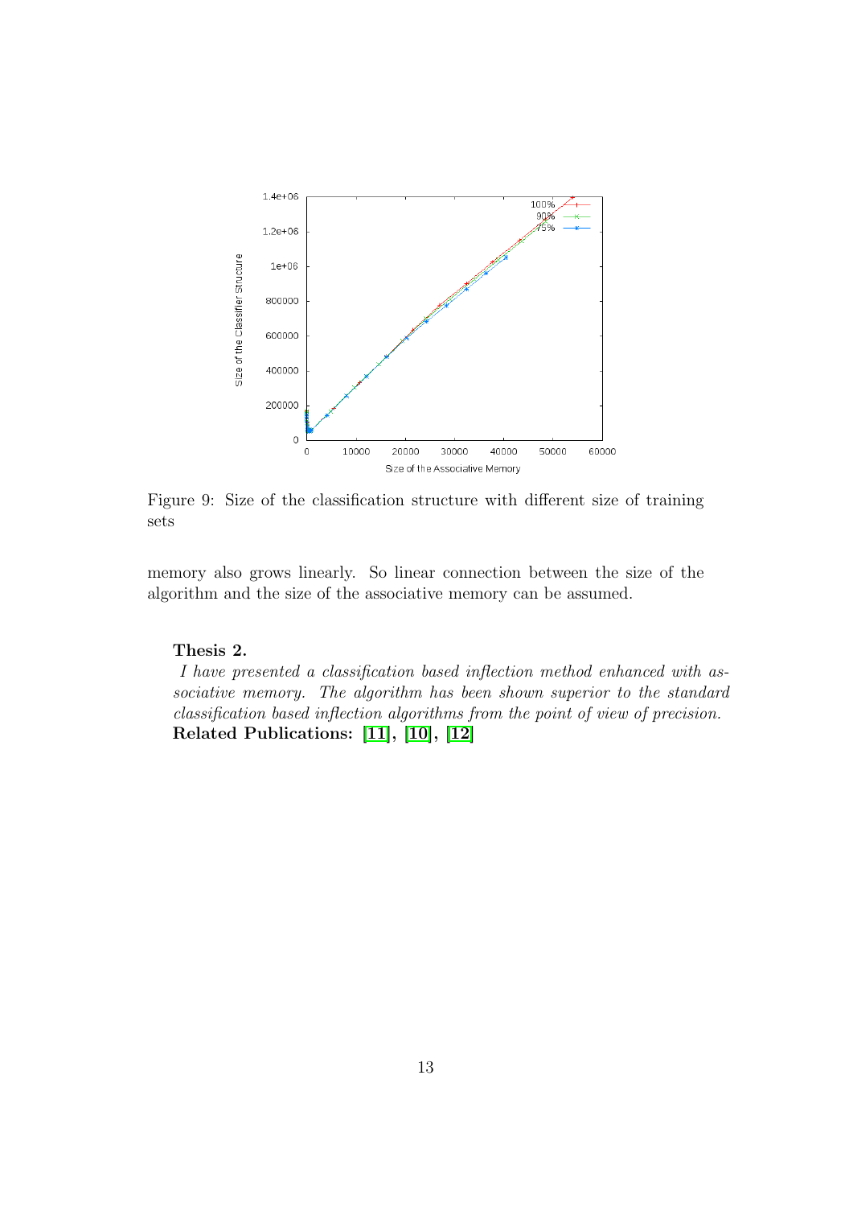Figure 9: Size of the classification structure with different size of training sets

memory also grows linearly. So linear connection between the size of the algorithm and the size of the associative memory can be assumed.

**Thesis 2.**

*I have presented a classification based inflection method enhanced with associative memory. The algorithm has been shown superior to the standard classification based inflection algorithms from the point of view of precision.*

**Related Publications: [11], [10], [12]**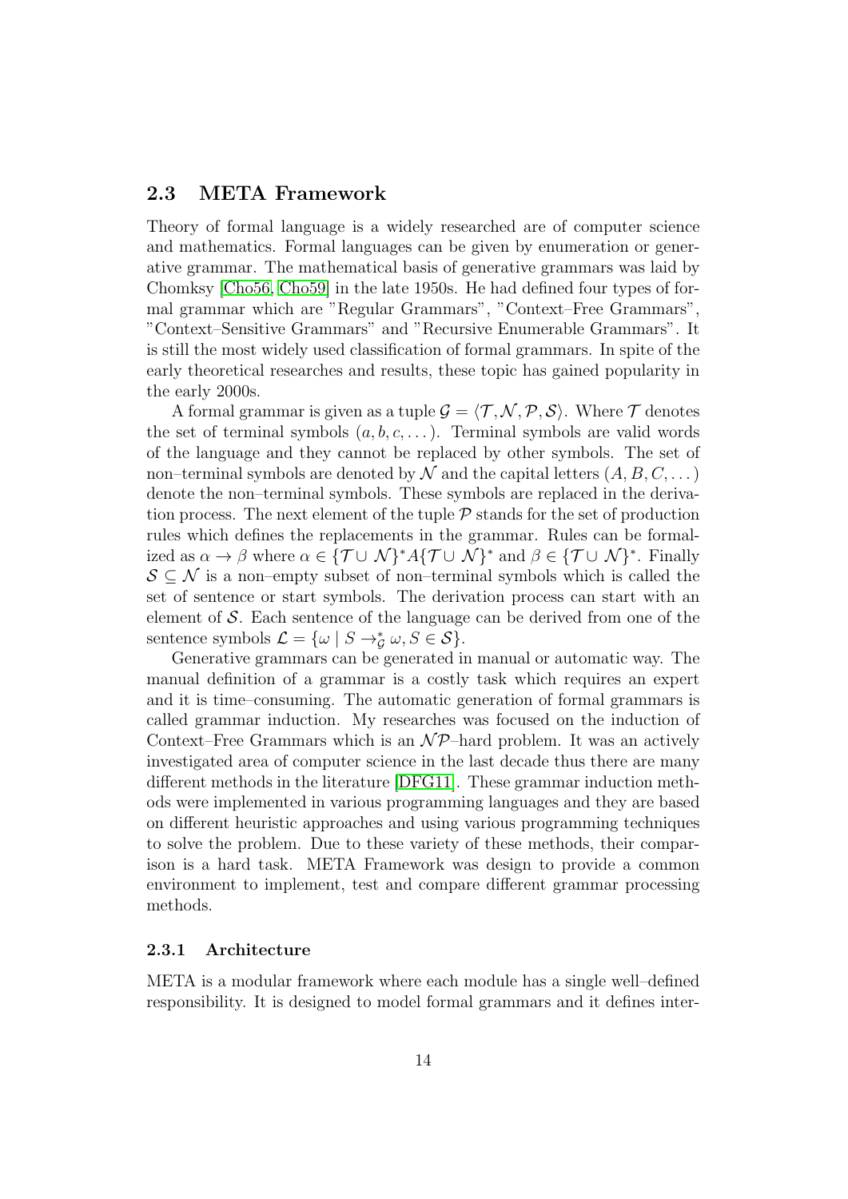## 2.3 META Framework

Theory of formal language is a widely researched are of computer science and mathematics. Formal languages can be given by enumeration or generative grammar. The mathematical basis of generative grammars was laid by Chomksy [Cho56, Cho59] in the late 1950s. He had defined four types of formal grammar which are "Regular Grammars", "Context–Free Grammars", "Context–Sensitive Grammars" and "Recursive Enumerable Grammars". It is still the most widely used classification of formal grammars. In spite of the early theoretical researches and results, these topic has gained popularity in the early 2000s.

A formal grammar is given as a tuple $\mathcal{G} = \langle \mathcal{T}, \mathcal{N}, \mathcal{P}, \mathcal{S} \rangle$. Where $\mathcal{T}$ denotes the set of terminal symbols $(a, b, c, \dots)$. Terminal symbols are valid words of the language and they cannot be replaced by other symbols. The set of non–terminal symbols are denoted by $\mathcal{N}$ and the capital letters $(A, B, C, \dots)$ denote the non–terminal symbols. These symbols are replaced in the derivation process. The next element of the tuple $\mathcal{P}$ stands for the set of production rules which defines the replacements in the grammar. Rules can be formalized as $\alpha \to \beta$ where $\alpha \in \{\mathcal{T} \cup \mathcal{N}\}^* A \{\mathcal{T} \cup \mathcal{N}\}^*$ and $\beta \in \{\mathcal{T} \cup \mathcal{N}\}^*$. Finally $\mathcal{S} \subseteq \mathcal{N}$ is a non–empty subset of non–terminal symbols which is called the set of sentence or start symbols. The derivation process can start with an element of $\mathcal{S}$. Each sentence of the language can be derived from one of the sentence symbols $\mathcal{L} = \{\omega \mid S \to^*_{\mathcal{G}} \omega, S \in \mathcal{S}\}$.

Generative grammars can be generated in manual or automatic way. The manual definition of a grammar is a costly task which requires an expert and it is time–consuming. The automatic generation of formal grammars is called grammar induction. My researches was focused on the induction of Context–Free Grammars which is an $\mathcal{NP}$–hard problem. It was an actively investigated area of computer science in the last decade thus there are many different methods in the literature [DFG11]. These grammar induction methods were implemented in various programming languages and they are based on different heuristic approaches and using various programming techniques to solve the problem. Due to these variety of these methods, their comparison is a hard task. META Framework was design to provide a common environment to implement, test and compare different grammar processing methods.

### 2.3.1 Architecture

META is a modular framework where each module has a single well–defined responsibility. It is designed to model formal grammars and it defines inter-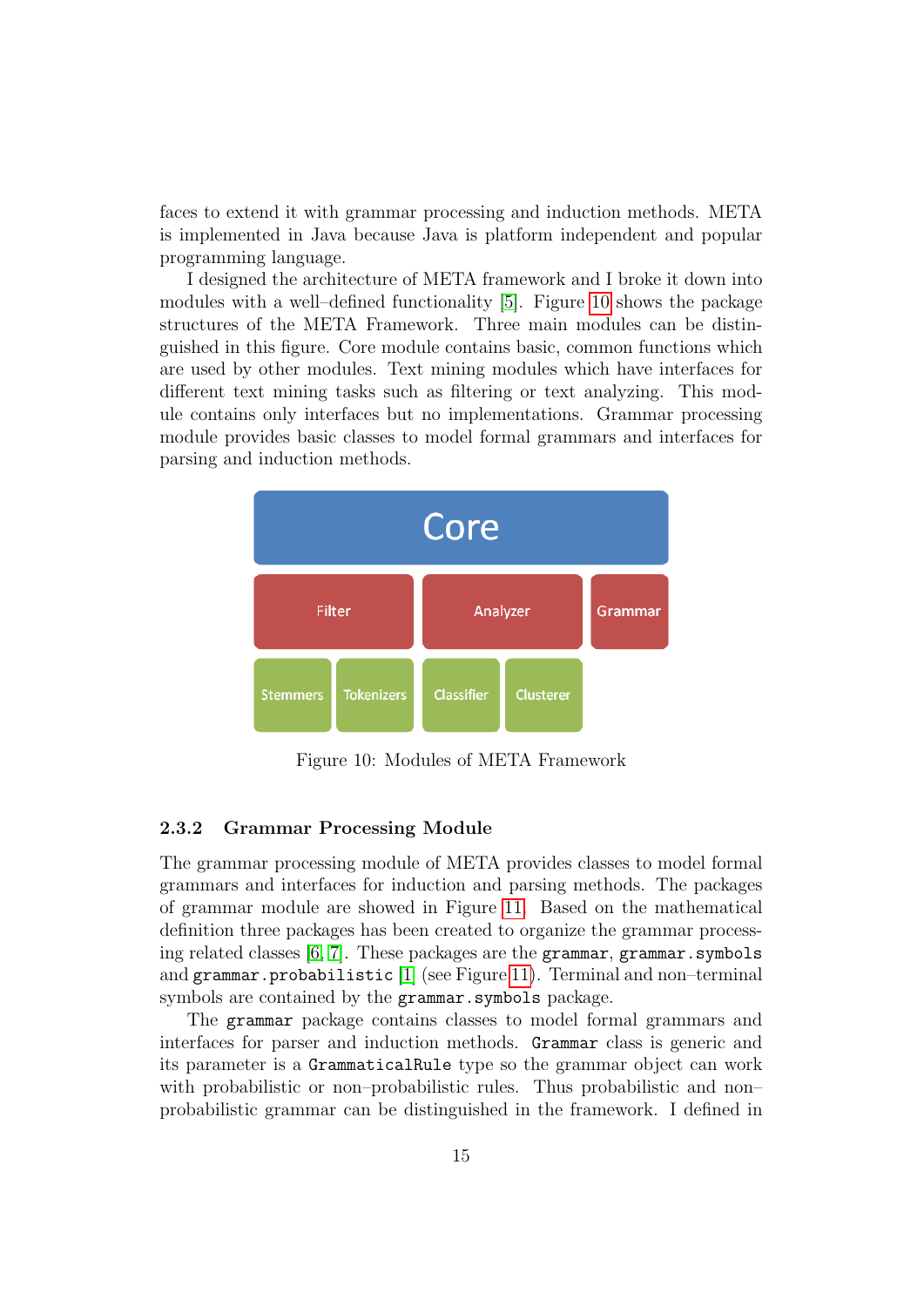faces to extend it with grammar processing and induction methods. META is implemented in Java because Java is platform independent and popular programming language.

I designed the architecture of META framework and I broke it down into modules with a well–defined functionality [5]. Figure 10 shows the package structures of the META Framework. Three main modules can be distinguished in this figure. Core module contains basic, common functions which are used by other modules. Text mining modules which have interfaces for different text mining tasks such as filtering or text analyzing. This module contains only interfaces but no implementations. Grammar processing module provides basic classes to model formal grammars and interfaces for parsing and induction methods.

| Core | | | | |
|---|---|---|---|---|
| Filter | | Analyzer | | Grammar |
| Stemmers | Tokenizers | Classifier | Clusterer | |

Figure 10: Modules of META Framework

### 2.3.2 Grammar Processing Module

The grammar processing module of META provides classes to model formal grammars and interfaces for induction and parsing methods. The packages of grammar module are showed in Figure 11. Based on the mathematical definition three packages has been created to organize the grammar processing related classes [6, 7]. These packages are the `grammar`, `grammar.symbols` and `grammar.probabilistic` [1] (see Figure 11). Terminal and non–terminal symbols are contained by the `grammar.symbols` package.

The `grammar` package contains classes to model formal grammars and interfaces for parser and induction methods. `Grammar` class is generic and its parameter is a `GrammaticalRule` type so the grammar object can work with probabilistic or non–probabilistic rules. Thus probabilistic and non–probabilistic grammar can be distinguished in the framework. I defined in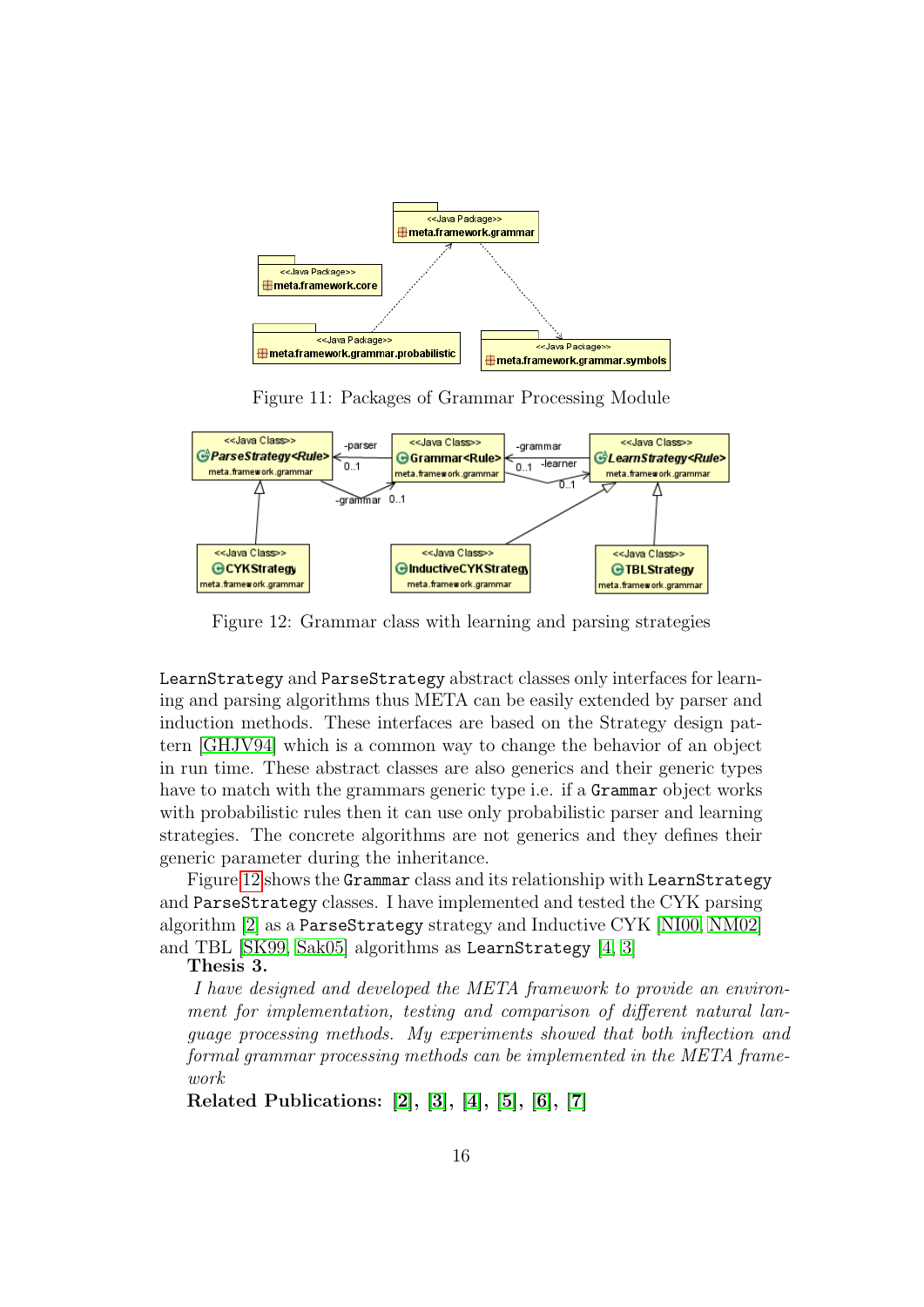Figure 11: Packages of Grammar Processing Module

Figure 12: Grammar class with learning and parsing strategies

LearnStrategy and ParseStrategy abstract classes only interfaces for learning and parsing algorithms thus META can be easily extended by parser and induction methods. These interfaces are based on the Strategy design pattern [GHJV94] which is a common way to change the behavior of an object in run time. These abstract classes are also generics and their generic types have to match with the grammars generic type i.e. if a Grammar object works with probabilistic rules then it can use only probabilistic parser and learning strategies. The concrete algorithms are not generics and they defines their generic parameter during the inheritance.

Figure 12 shows the Grammar class and its relationship with LearnStrategy and ParseStrategy classes. I have implemented and tested the CYK parsing algorithm [2] as a ParseStrategy strategy and Inductive CYK [NI00, NM02] and TBL [SK99, Sak05] algorithms as LearnStrategy [4, 3]

**Thesis 3.**

*I have designed and developed the META framework to provide an environment for implementation, testing and comparison of different natural language processing methods. My experiments showed that both inflection and formal grammar processing methods can be implemented in the META framework*

**Related Publications: [2], [3], [4], [5], [6], [7]**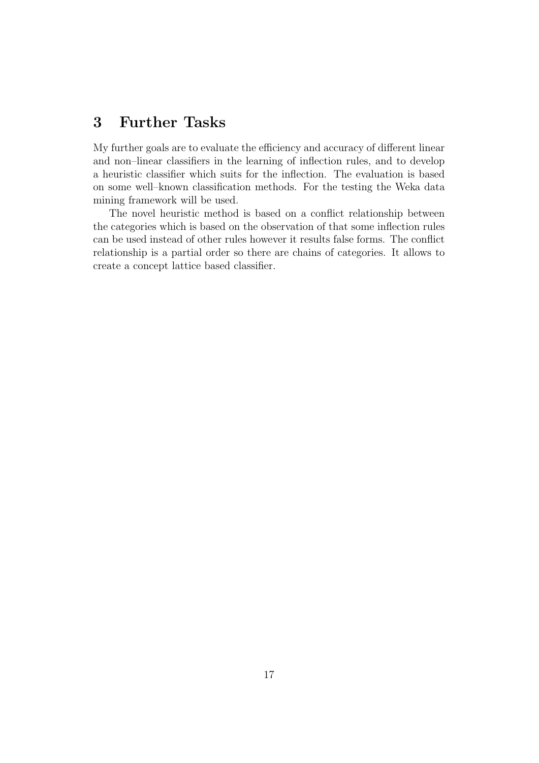# 3 Further Tasks

My further goals are to evaluate the efficiency and accuracy of different linear and non–linear classifiers in the learning of inflection rules, and to develop a heuristic classifier which suits for the inflection. The evaluation is based on some well–known classification methods. For the testing the Weka data mining framework will be used.

The novel heuristic method is based on a conflict relationship between the categories which is based on the observation of that some inflection rules can be used instead of other rules however it results false forms. The conflict relationship is a partial order so there are chains of categories. It allows to create a concept lattice based classifier.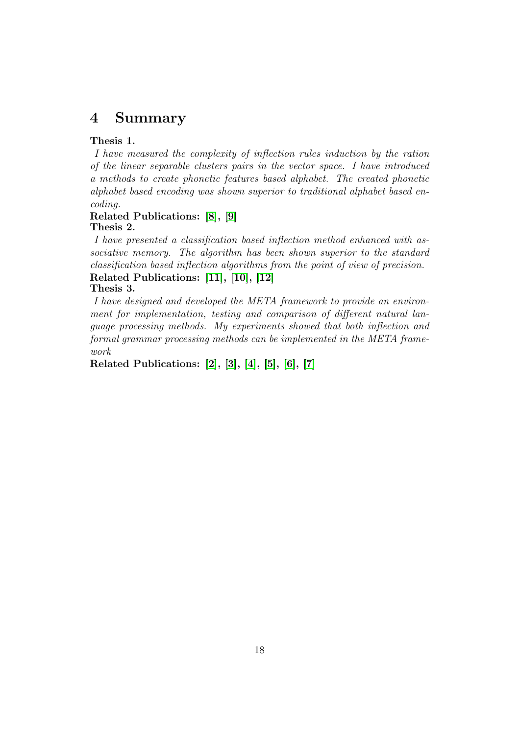# 4 Summary

**Thesis 1.**

*I have measured the complexity of inflection rules induction by the ration of the linear separable clusters pairs in the vector space. I have introduced a methods to create phonetic features based alphabet. The created phonetic alphabet based encoding was shown superior to traditional alphabet based encoding.*

**Related Publications: [8], [9]**

**Thesis 2.**

*I have presented a classification based inflection method enhanced with associative memory. The algorithm has been shown superior to the standard classification based inflection algorithms from the point of view of precision.*

**Related Publications: [11], [10], [12]**

**Thesis 3.**

*I have designed and developed the META framework to provide an environment for implementation, testing and comparison of different natural language processing methods. My experiments showed that both inflection and formal grammar processing methods can be implemented in the META framework*

**Related Publications: [2], [3], [4], [5], [6], [7]**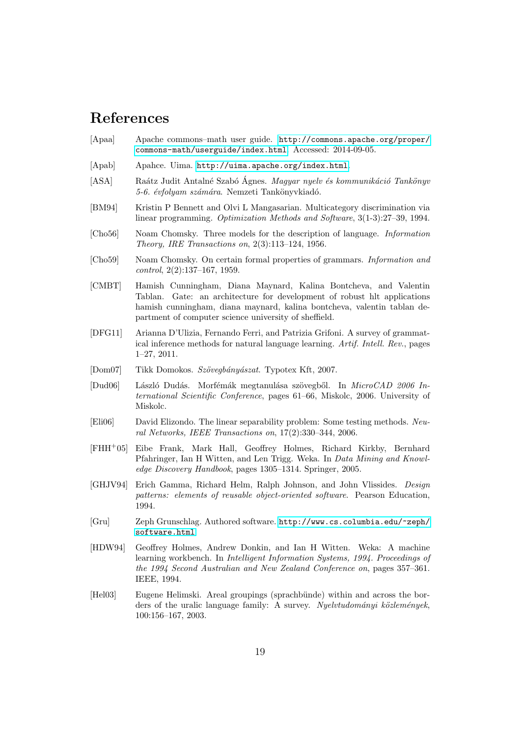# References

[Apaa] Apache commons–math user guide. http://commons.apache.org/proper/commons-math/userguide/index.html. Accessed: 2014-09-05.

[Apab] Apahce. Uima. http://uima.apache.org/index.html.

[ASA] Raátz Judit Antalné Szabó Ágnes. *Magyar nyelv és kommunikáció Tankönyv 5-6. évfolyam számára*. Nemzeti Tankönyvkiadó.

[BM94] Kristin P Bennett and Olvi L Mangasarian. Multicategory discrimination via linear programming. *Optimization Methods and Software*, 3(1-3):27–39, 1994.

[Cho56] Noam Chomsky. Three models for the description of language. *Information Theory, IRE Transactions on*, 2(3):113–124, 1956.

[Cho59] Noam Chomsky. On certain formal properties of grammars. *Information and control*, 2(2):137–167, 1959.

[CMBT] Hamish Cunningham, Diana Maynard, Kalina Bontcheva, and Valentin Tablan. Gate: an architecture for development of robust hlt applications hamish cunningham, diana maynard, kalina bontcheva, valentin tablan department of computer science university of sheffield.

[DFG11] Arianna D'Ulizia, Fernando Ferri, and Patrizia Grifoni. A survey of grammatical inference methods for natural language learning. *Artif. Intell. Rev.*, pages 1–27, 2011.

[Dom07] Tikk Domokos. *Szövegbányászat*. Typotex Kft, 2007.

[Dud06] László Dudás. Morfémák megtanulása szövegből. In *MicroCAD 2006 International Scientific Conference*, pages 61–66, Miskolc, 2006. University of Miskolc.

[Eli06] David Elizondo. The linear separability problem: Some testing methods. *Neural Networks, IEEE Transactions on*, 17(2):330–344, 2006.

[FHH+05] Eibe Frank, Mark Hall, Geoffrey Holmes, Richard Kirkby, Bernhard Pfahringer, Ian H Witten, and Len Trigg. Weka. In *Data Mining and Knowledge Discovery Handbook*, pages 1305–1314. Springer, 2005.

[GHJV94] Erich Gamma, Richard Helm, Ralph Johnson, and John Vlissides. *Design patterns: elements of reusable object-oriented software*. Pearson Education, 1994.

[Gru] Zeph Grunschlag. Authored software. http://www.cs.columbia.edu/~zeph/software.html.

[HDW94] Geoffrey Holmes, Andrew Donkin, and Ian H Witten. Weka: A machine learning workbench. In *Intelligent Information Systems, 1994. Proceedings of the 1994 Second Australian and New Zealand Conference on*, pages 357–361. IEEE, 1994.

[Hel03] Eugene Helimski. Areal groupings (sprachbünde) within and across the borders of the uralic language family: A survey. *Nyelvtudományi közlemények*, 100:156–167, 2003.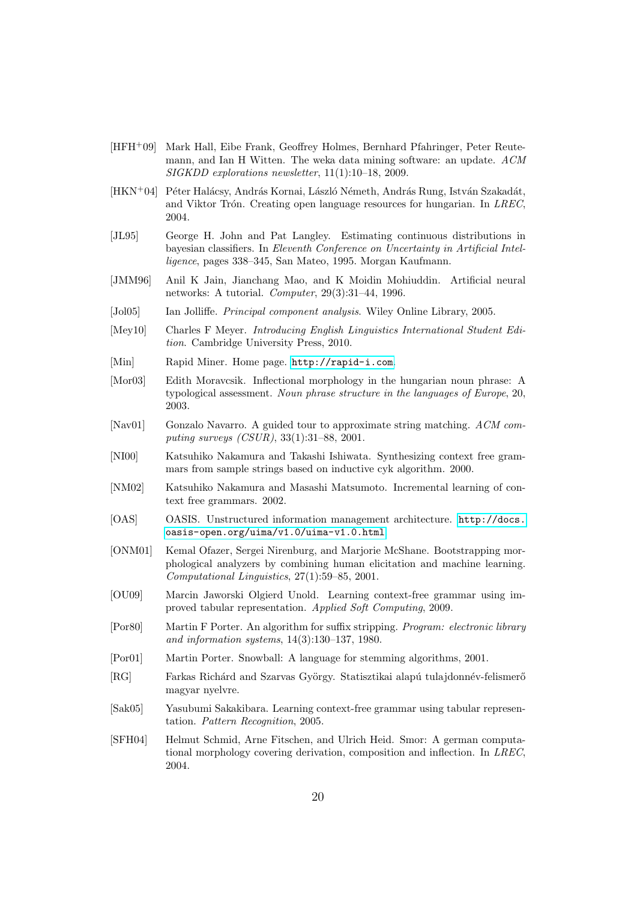[HFH+09] Mark Hall, Eibe Frank, Geoffrey Holmes, Bernhard Pfahringer, Peter Reutemann, and Ian H Witten. The weka data mining software: an update. *ACM SIGKDD explorations newsletter*, 11(1):10–18, 2009.

[HKN+04] Péter Halácsy, András Kornai, László Németh, András Rung, István Szakadát, and Viktor Trón. Creating open language resources for hungarian. In *LREC*, 2004.

[JL95] George H. John and Pat Langley. Estimating continuous distributions in bayesian classifiers. In *Eleventh Conference on Uncertainty in Artificial Intelligence*, pages 338–345, San Mateo, 1995. Morgan Kaufmann.

[JMM96] Anil K Jain, Jianchang Mao, and K Moidin Mohiuddin. Artificial neural networks: A tutorial. *Computer*, 29(3):31–44, 1996.

[Jol05] Ian Jolliffe. *Principal component analysis*. Wiley Online Library, 2005.

[Mey10] Charles F Meyer. *Introducing English Linguistics International Student Edition*. Cambridge University Press, 2010.

[Min] Rapid Miner. Home page. http://rapid-i.com.

[Mor03] Edith Moravcsik. Inflectional morphology in the hungarian noun phrase: A typological assessment. *Noun phrase structure in the languages of Europe*, 20, 2003.

[Nav01] Gonzalo Navarro. A guided tour to approximate string matching. *ACM computing surveys (CSUR)*, 33(1):31–88, 2001.

[NI00] Katsuhiko Nakamura and Takashi Ishiwata. Synthesizing context free grammars from sample strings based on inductive cyk algorithm. 2000.

[NM02] Katsuhiko Nakamura and Masashi Matsumoto. Incremental learning of context free grammars. 2002.

[OAS] OASIS. Unstructured information management architecture. http://docs.oasis-open.org/uima/v1.0/uima-v1.0.html.

[ONM01] Kemal Ofazer, Sergei Nirenburg, and Marjorie McShane. Bootstrapping morphological analyzers by combining human elicitation and machine learning. *Computational Linguistics*, 27(1):59–85, 2001.

[OU09] Marcin Jaworski Olgierd Unold. Learning context-free grammar using improved tabular representation. *Applied Soft Computing*, 2009.

[Por80] Martin F Porter. An algorithm for suffix stripping. *Program: electronic library and information systems*, 14(3):130–137, 1980.

[Por01] Martin Porter. Snowball: A language for stemming algorithms, 2001.

[RG] Farkas Richárd and Szarvas György. Statisztikai alapú tulajdonnév-felismerő magyar nyelvre.

[Sak05] Yasubumi Sakakibara. Learning context-free grammar using tabular representation. *Pattern Recognition*, 2005.

[SFH04] Helmut Schmid, Arne Fitschen, and Ulrich Heid. Smor: A german computational morphology covering derivation, composition and inflection. In *LREC*, 2004.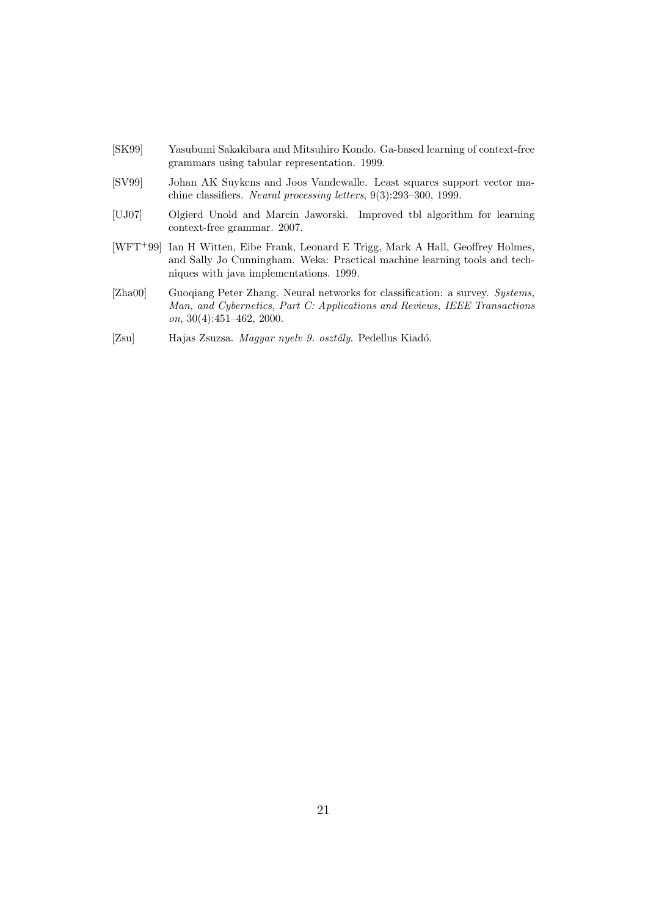[SK99] Yasubumi Sakakibara and Mitsuhiro Kondo. Ga-based learning of context-free grammars using tabular representation. 1999.

[SV99] Johan AK Suykens and Joos Vandewalle. Least squares support vector machine classifiers. *Neural processing letters*, 9(3):293–300, 1999.

[UJ07] Olgierd Unold and Marcin Jaworski. Improved tbl algorithm for learning context-free grammar. 2007.

[WFT+99] Ian H Witten, Eibe Frank, Leonard E Trigg, Mark A Hall, Geoffrey Holmes, and Sally Jo Cunningham. Weka: Practical machine learning tools and techniques with java implementations. 1999.

[Zha00] Guoqiang Peter Zhang. Neural networks for classification: a survey. *Systems, Man, and Cybernetics, Part C: Applications and Reviews, IEEE Transactions on*, 30(4):451–462, 2000.

[Zsu] Hajas Zsuzsa. *Magyar nyelv 9. osztály*. Pedellus Kiadó.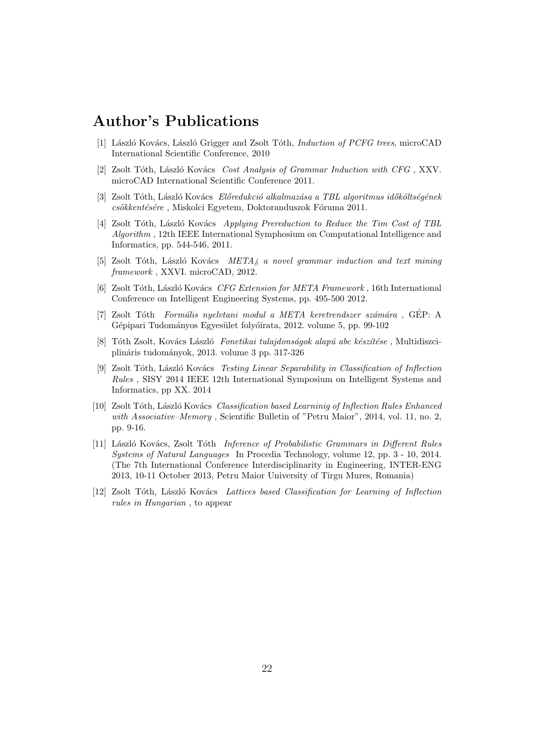## Author's Publications

[1] László Kovács, László Grigger and Zsolt Tóth, *Induction of PCFG trees*, microCAD International Scientific Conference, 2010

[2] Zsolt Tóth, László Kovács *Cost Analysis of Grammar Induction with CFG* , XXV. microCAD International Scientific Conference 2011.

[3] Zsolt Tóth, László Kovács *Előredukció alkalmazása a TBL algoritmus időköltségének csökkentésére* , Miskolci Egyetem, Doktoranduszok Fóruma 2011.

[4] Zsolt Tóth, László Kovács *Applying Prereduction to Reduce the Tim Cost of TBL Algorithm* , 12th IEEE International Symphosium on Computational Intelligence and Informatics, pp. 544-546, 2011.

[5] Zsolt Tóth, László Kovács *META¿ a novel grammar induction and text mining framework* , XXVI. microCAD, 2012.

[6] Zsolt Tóth, László Kovács *CFG Extension for META Framework* , 16th International Conference on Intelligent Engineering Systems, pp. 495-500 2012.

[7] Zsolt Tóth *Formális nyelvtani modul a META keretrendszer számára* , GÉP: A Gépipari Tudományos Egyesület folyóirata, 2012. volume 5, pp. 99-102

[8] Tóth Zsolt, Kovács László *Fonetikai tulajdonságok alapú abc készítése* , Multidiszciplináris tudományok, 2013. volume 3 pp. 317-326

[9] Zsolt Tóth, László Kovács *Testing Linear Separability in Classification of Inflection Rules* , SISY 2014 IEEE 12th International Symposium on Intelligent Systems and Informatics, pp XX. 2014

[10] Zsolt Tóth, László Kovács *Classification based Learninig of Inflection Rules Enhanced with Associative–Memory* , Scientific Bulletin of "Petru Maior", 2014, vol. 11, no. 2, pp. 9-16.

[11] László Kovács, Zsolt Tóth *Inference of Probabilistic Grammars in Different Rules Systems of Natural Languages* In Procedia Technology, volume 12, pp. 3 - 10, 2014. (The 7th International Conference Interdisciplinarity in Engineering, INTER-ENG 2013, 10-11 October 2013, Petru Maior University of Tirgu Mures, Romania)

[12] Zsolt Tóth, László Kovács *Lattices based Classification for Learning of Inflection rules in Hungarian* , to appear